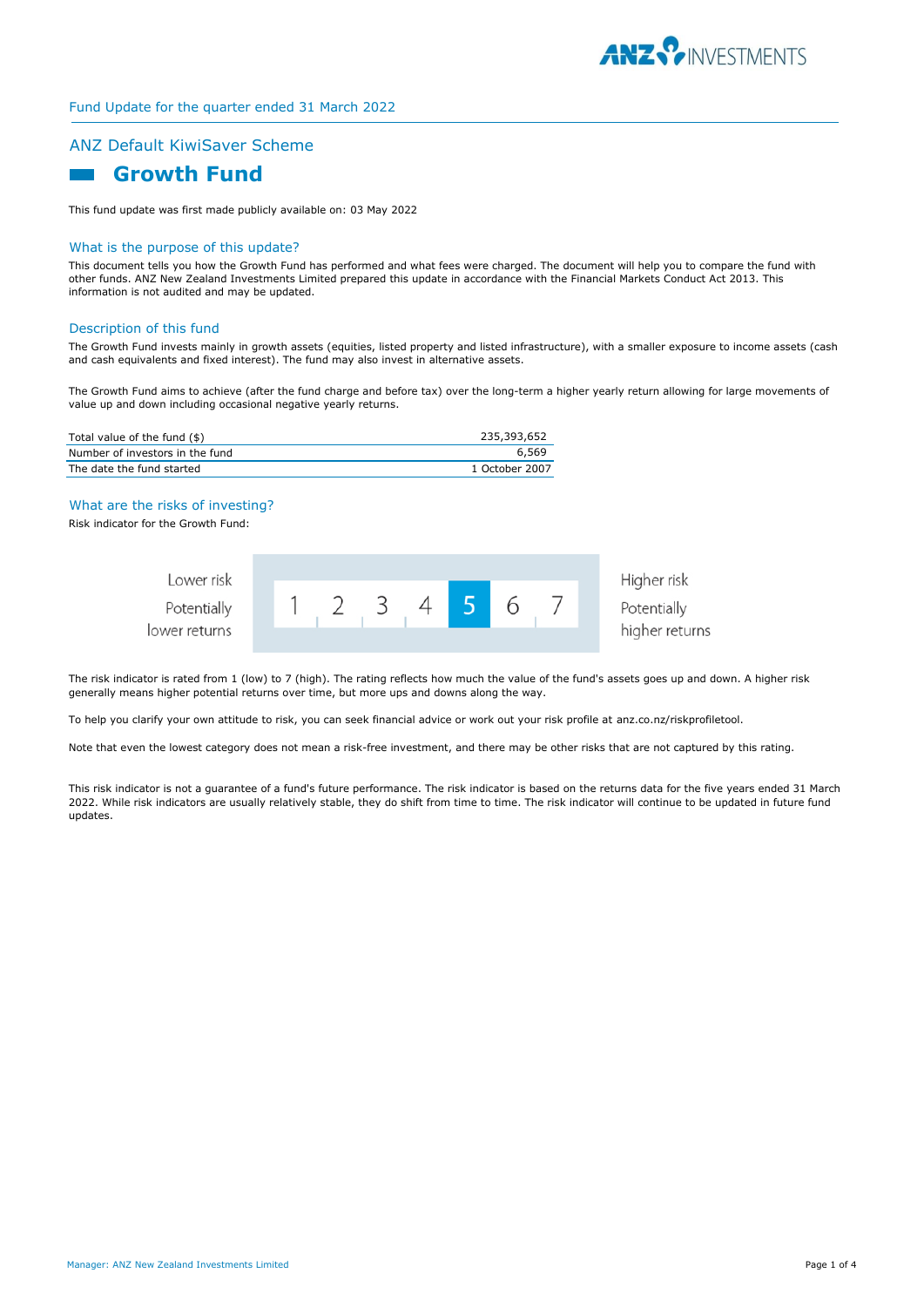Fund Update for the quarter ended 31 March 2022

## ANZ Default KiwiSaver Scheme

# Growth Fund

This fund update was first made publicly available on: 03 May 2022

## What is the purpose of this update?

This document tells you how the Growth Fund has performed and what fees were charged. The document will help you to compare the fund with other funds. ANZ New Zealand Investments Limited prepared this update in accordance with the Financial Markets Conduct Act 2013. This information is not audited and may be updated.

## Description of this fund

The Growth Fund invests mainly in growth assets (equities, listed property and listed infrastructure), with a smaller exposure to income assets (cash and cash equivalents and fixed interest). The fund may also invest in alternative assets.

The Growth Fund aims to achieve (after the fund charge and before tax) over the long-term a higher yearly return allowing for large movements of value up and down including occasional negative yearly returns.

| | |
|---|---|
| Total value of the fund ($) | 235,393,652 |
| Number of investors in the fund | 6,569 |
| The date the fund started | 1 October 2007 |

## What are the risks of investing?

Risk indicator for the Growth Fund:

| Lower risk<br>Potentially lower returns | 1 | 2 | 3 | 4 | **5** | 6 | 7 | Higher risk<br>Potentially higher returns |
|---|---|---|---|---|---|---|---|---|

The risk indicator is rated from 1 (low) to 7 (high). The rating reflects how much the value of the fund's assets goes up and down. A higher risk generally means higher potential returns over time, but more ups and downs along the way.

To help you clarify your own attitude to risk, you can seek financial advice or work out your risk profile at anz.co.nz/riskprofiletool.

Note that even the lowest category does not mean a risk-free investment, and there may be other risks that are not captured by this rating.

This risk indicator is not a guarantee of a fund's future performance. The risk indicator is based on the returns data for the five years ended 31 March 2022. While risk indicators are usually relatively stable, they do shift from time to time. The risk indicator will continue to be updated in future fund updates.

Manager: ANZ New Zealand Investments Limited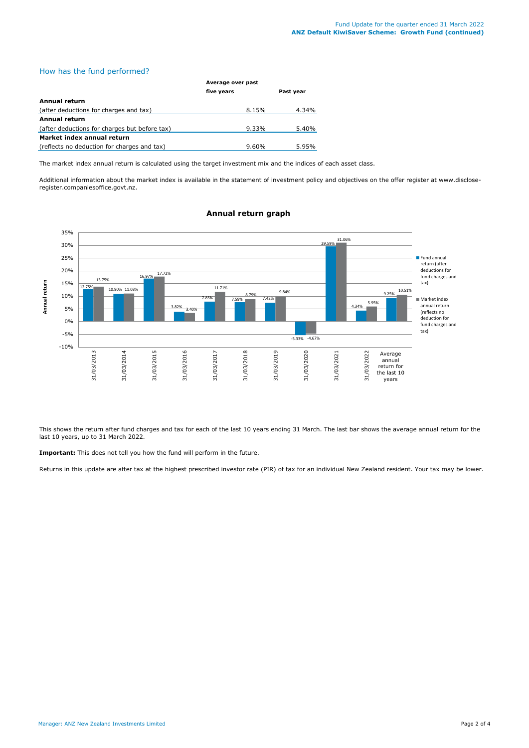## How has the fund performed?

| | Average over past five years | Past year |
|---|---|---|
| **Annual return** | | |
| (after deductions for charges and tax) | 8.15% | 4.34% |
| **Annual return** | | |
| (after deductions for charges but before tax) | 9.33% | 5.40% |
| **Market index annual return** | | |
| (reflects no deduction for charges and tax) | 9.60% | 5.95% |

The market index annual return is calculated using the target investment mix and the indices of each asset class.

Additional information about the market index is available in the statement of investment policy and objectives on the offer register at www.disclose-register.companiesoffice.govt.nz.

### Annual return graph

| | Fund annual return (after deductions for fund charges and tax) | Market index annual return (reflects no deduction for fund charges and tax) |
|---|---|---|
| 31/03/2013 | 12.75% | 13.75% |
| 31/03/2014 | 10.90% | 11.03% |
| 31/03/2015 | 16.97% | 17.72% |
| 31/03/2016 | 3.82% | 3.40% |
| 31/03/2017 | 7.85% | 11.71% |
| 31/03/2018 | 7.59% | 8.79% |
| 31/03/2019 | 7.42% | 9.84% |
| 31/03/2020 | -5.33% | -4.67% |
| 31/03/2021 | 29.59% | 31.06% |
| 31/03/2022 | 4.34% | 5.95% |
| Average annual return for the last 10 years | 9.25% | 10.51% |

This shows the return after fund charges and tax for each of the last 10 years ending 31 March. The last bar shows the average annual return for the last 10 years, up to 31 March 2022.

**Important:** This does not tell you how the fund will perform in the future.

Returns in this update are after tax at the highest prescribed investor rate (PIR) of tax for an individual New Zealand resident. Your tax may be lower.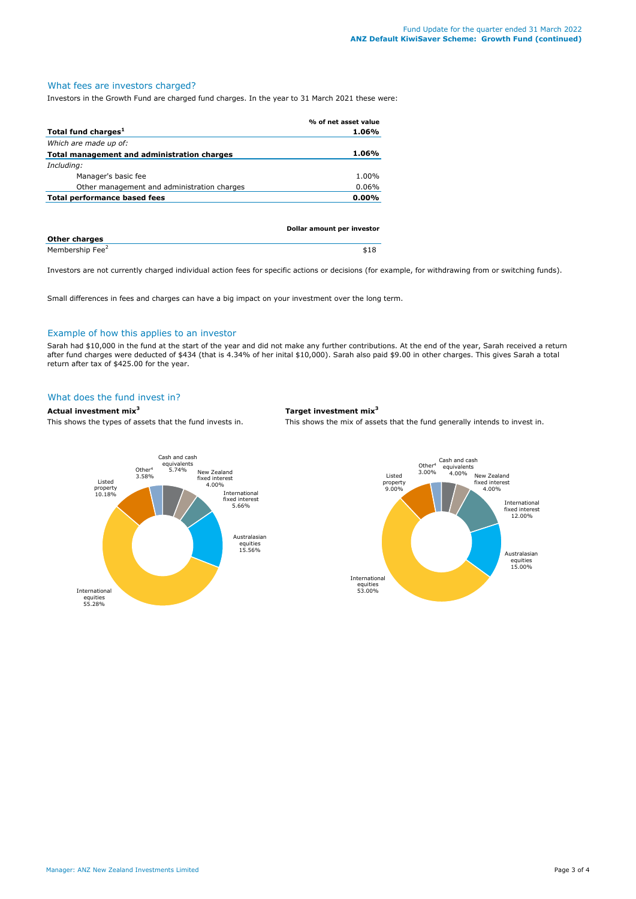## What fees are investors charged?

Investors in the Growth Fund are charged fund charges. In the year to 31 March 2021 these were:

| | % of net asset value |
|---|---|
| **Total fund charges[1]** | **1.06%** |
| *Which are made up of:* | |
| **Total management and administration charges** | **1.06%** |
| *Including:* | |
| Manager's basic fee | 1.00% |
| Other management and administration charges | 0.06% |
| **Total performance based fees** | **0.00%** |

| | Dollar amount per investor |
|---|---|
| **Other charges** | |
| Membership Fee[2] | $18 |

Investors are not currently charged individual action fees for specific actions or decisions (for example, for withdrawing from or switching funds).

Small differences in fees and charges can have a big impact on your investment over the long term.

## Example of how this applies to an investor

Sarah had $10,000 in the fund at the start of the year and did not make any further contributions. At the end of the year, Sarah received a return after fund charges were deducted of $434 (that is 4.34% of her inital $10,000). Sarah also paid $9.00 in other charges. This gives Sarah a total return after tax of $425.00 for the year.

## What does the fund invest in?

**Actual investment mix[3]**

This shows the types of assets that the fund invests in.

| Asset type | Actual |
|---|---|
| Cash and cash equivalents | 5.74% |
| New Zealand fixed interest | 4.00% |
| International fixed interest | 5.66% |
| Australasian equities | 15.56% |
| International equities | 55.28% |
| Listed property | 10.18% |
| Other[4] | 3.58% |

**Target investment mix[3]**

This shows the mix of assets that the fund generally intends to invest in.

| Asset type | Target |
|---|---|
| Cash and cash equivalents | 4.00% |
| New Zealand fixed interest | 4.00% |
| International fixed interest | 12.00% |
| Australasian equities | 15.00% |
| International equities | 53.00% |
| Listed property | 9.00% |
| Other[4] | 3.00% |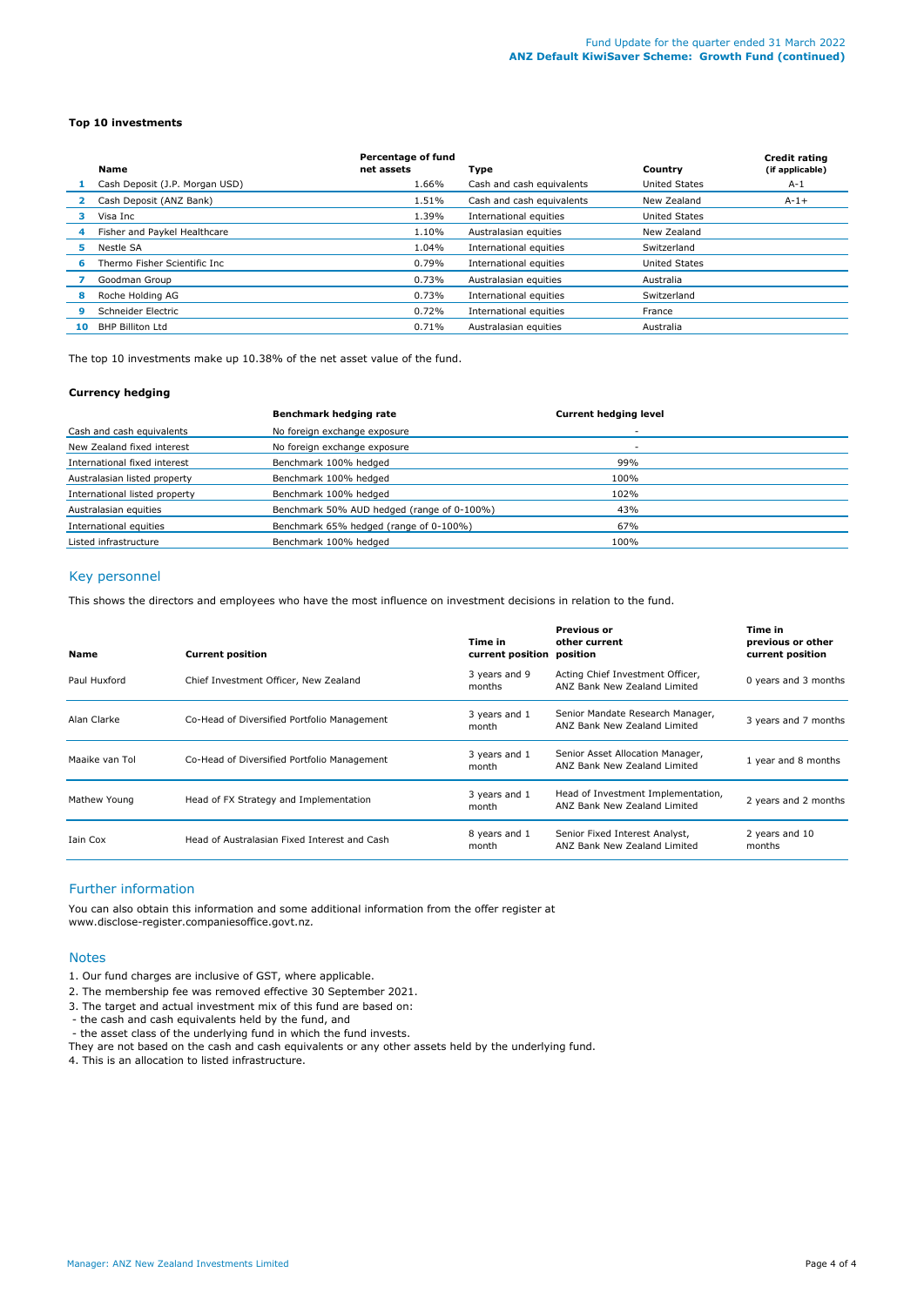### Top 10 investments

| | Name | Percentage of fund net assets | Type | Country | Credit rating (if applicable) |
|---|---|---|---|---|---|
| 1 | Cash Deposit (J.P. Morgan USD) | 1.66% | Cash and cash equivalents | United States | A-1 |
| 2 | Cash Deposit (ANZ Bank) | 1.51% | Cash and cash equivalents | New Zealand | A-1+ |
| 3 | Visa Inc | 1.39% | International equities | United States | |
| 4 | Fisher and Paykel Healthcare | 1.10% | Australasian equities | New Zealand | |
| 5 | Nestle SA | 1.04% | International equities | Switzerland | |
| 6 | Thermo Fisher Scientific Inc | 0.79% | International equities | United States | |
| 7 | Goodman Group | 0.73% | Australasian equities | Australia | |
| 8 | Roche Holding AG | 0.73% | International equities | Switzerland | |
| 9 | Schneider Electric | 0.72% | International equities | France | |
| 10 | BHP Billiton Ltd | 0.71% | Australasian equities | Australia | |

The top 10 investments make up 10.38% of the net asset value of the fund.

### Currency hedging

| | Benchmark hedging rate | Current hedging level |
|---|---|---|
| Cash and cash equivalents | No foreign exchange exposure | - |
| New Zealand fixed interest | No foreign exchange exposure | - |
| International fixed interest | Benchmark 100% hedged | 99% |
| Australasian listed property | Benchmark 100% hedged | 100% |
| International listed property | Benchmark 100% hedged | 102% |
| Australasian equities | Benchmark 50% AUD hedged (range of 0-100%) | 43% |
| International equities | Benchmark 65% hedged (range of 0-100%) | 67% |
| Listed infrastructure | Benchmark 100% hedged | 100% |

## Key personnel

This shows the directors and employees who have the most influence on investment decisions in relation to the fund.

| Name | Current position | Time in current position | Previous or other current position | Time in previous or other current position |
|---|---|---|---|---|
| Paul Huxford | Chief Investment Officer, New Zealand | 3 years and 9 months | Acting Chief Investment Officer, ANZ Bank New Zealand Limited | 0 years and 3 months |
| Alan Clarke | Co-Head of Diversified Portfolio Management | 3 years and 1 month | Senior Mandate Research Manager, ANZ Bank New Zealand Limited | 3 years and 7 months |
| Maaike van Tol | Co-Head of Diversified Portfolio Management | 3 years and 1 month | Senior Asset Allocation Manager, ANZ Bank New Zealand Limited | 1 year and 8 months |
| Mathew Young | Head of FX Strategy and Implementation | 3 years and 1 month | Head of Investment Implementation, ANZ Bank New Zealand Limited | 2 years and 2 months |
| Iain Cox | Head of Australasian Fixed Interest and Cash | 8 years and 1 month | Senior Fixed Interest Analyst, ANZ Bank New Zealand Limited | 2 years and 10 months |

## Further information

You can also obtain this information and some additional information from the offer register at www.disclose-register.companiesoffice.govt.nz.

## Notes

1. Our fund charges are inclusive of GST, where applicable.
2. The membership fee was removed effective 30 September 2021.
3. The target and actual investment mix of this fund are based on:
   - the cash and cash equivalents held by the fund, and
   - the asset class of the underlying fund in which the fund invests.

   They are not based on the cash and cash equivalents or any other assets held by the underlying fund.
4. This is an allocation to listed infrastructure.

Manager: ANZ New Zealand Investments Limited